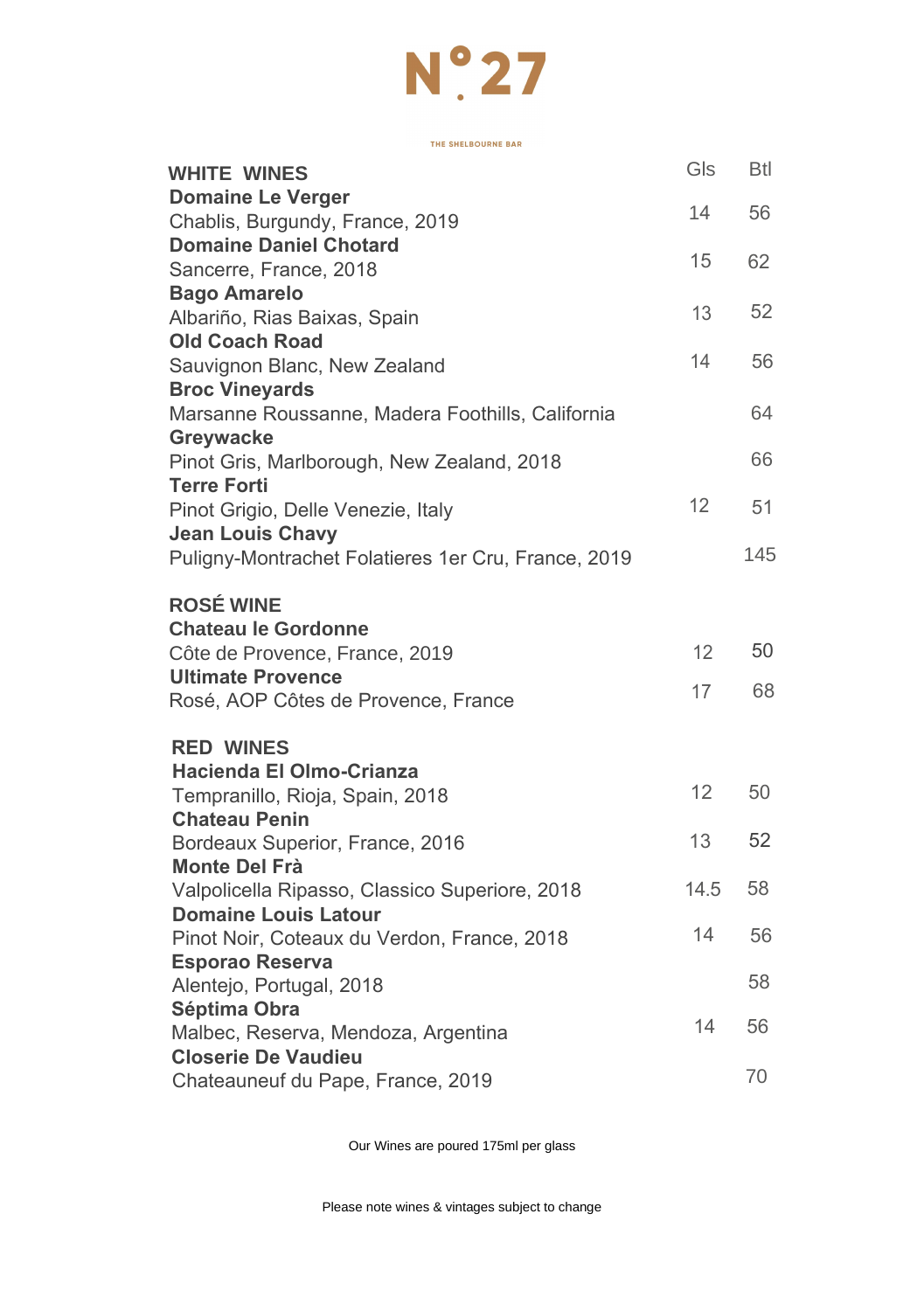# N°27

THE SHELBOURNE BAR

| WHITE WINES | Gls | Btl |
| --- | --- | --- |
| **Domaine Le Verger**<br>Chablis, Burgundy, France, 2019 | 14 | 56 |
| **Domaine Daniel Chotard**<br>Sancerre, France, 2018 | 15 | 62 |
| **Bago Amarelo**<br>Albariño, Rias Baixas, Spain | 13 | 52 |
| **Old Coach Road**<br>Sauvignon Blanc, New Zealand | 14 | 56 |
| **Broc Vineyards**<br>Marsanne Roussanne, Madera Foothills, California | | 64 |
| **Greywacke**<br>Pinot Gris, Marlborough, New Zealand, 2018 | | 66 |
| **Terre Forti**<br>Pinot Grigio, Delle Venezie, Italy | 12 | 51 |
| **Jean Louis Chavy**<br>Puligny-Montrachet Folatieres 1er Cru, France, 2019 | | 145 |

| ROSÉ WINE | Gls | Btl |
| --- | --- | --- |
| **Chateau le Gordonne**<br>Côte de Provence, France, 2019 | 12 | 50 |
| **Ultimate Provence**<br>Rosé, AOP Côtes de Provence, France | 17 | 68 |

| RED WINES | Gls | Btl |
| --- | --- | --- |
| **Hacienda El Olmo-Crianza**<br>Tempranillo, Rioja, Spain, 2018 | 12 | 50 |
| **Chateau Penin**<br>Bordeaux Superior, France, 2016 | 13 | 52 |
| **Monte Del Frà**<br>Valpolicella Ripasso, Classico Superiore, 2018 | 14.5 | 58 |
| **Domaine Louis Latour**<br>Pinot Noir, Coteaux du Verdon, France, 2018 | 14 | 56 |
| **Esporao Reserva**<br>Alentejo, Portugal, 2018 | | 58 |
| **Séptima Obra**<br>Malbec, Reserva, Mendoza, Argentina | 14 | 56 |
| **Closerie De Vaudieu**<br>Chateauneuf du Pape, France, 2019 | | 70 |

Our Wines are poured 175ml per glass

Please note wines & vintages subject to change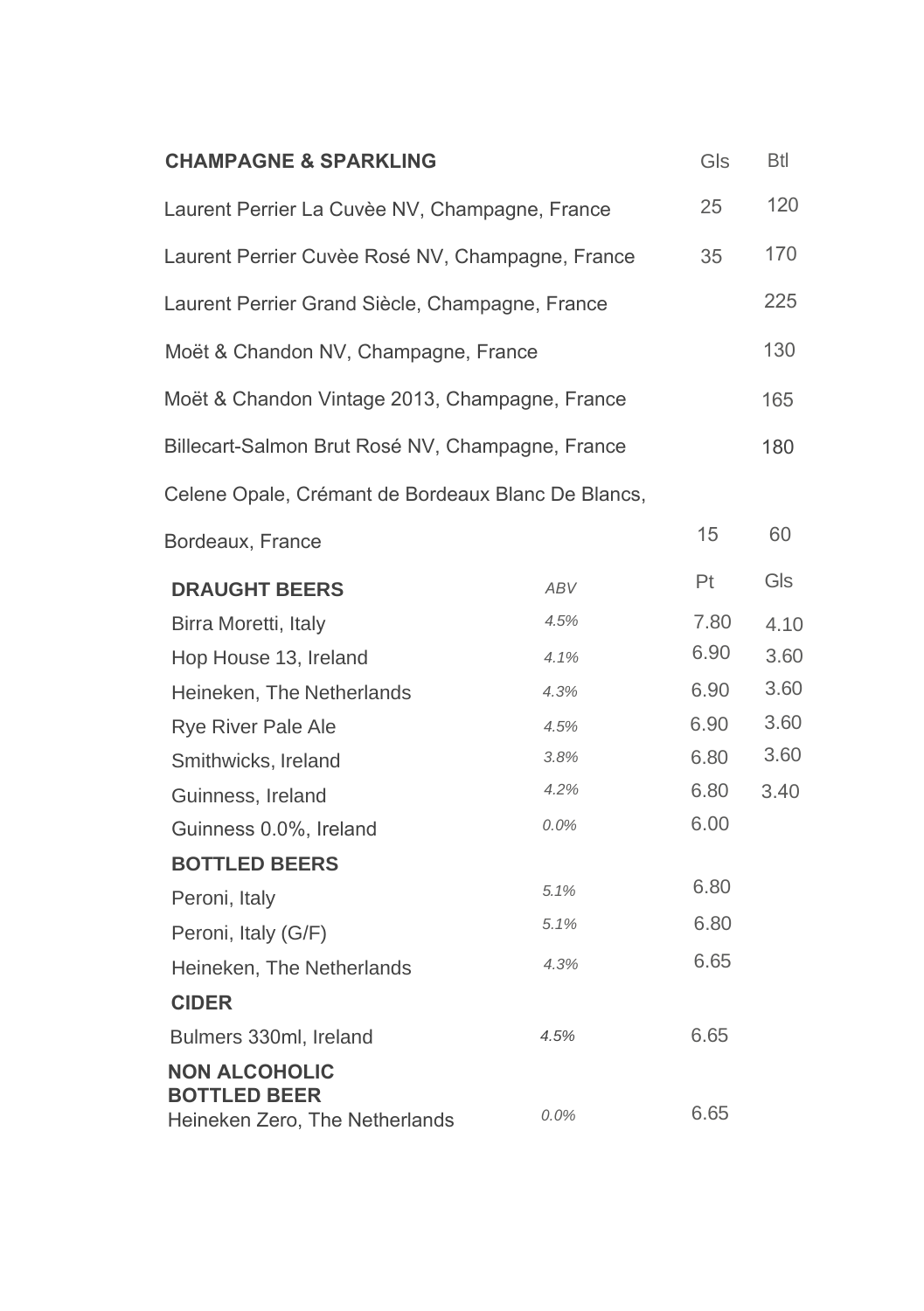## CHAMPAGNE & SPARKLING

| | Gls | Btl |
|---|---|---|
| Laurent Perrier La Cuvèe NV, Champagne, France | 25 | 120 |
| Laurent Perrier Cuvèe Rosé NV, Champagne, France | 35 | 170 |
| Laurent Perrier Grand Siècle, Champagne, France | | 225 |
| Moët & Chandon NV, Champagne, France | | 130 |
| Moët & Chandon Vintage 2013, Champagne, France | | 165 |
| Billecart-Salmon Brut Rosé NV, Champagne, France | | 180 |
| Celene Opale, Crémant de Bordeaux Blanc De Blancs, Bordeaux, France | 15 | 60 |

## DRAUGHT BEERS

| | *ABV* | Pt | Gls |
|---|---|---|---|
| Birra Moretti, Italy | *4.5%* | 7.80 | 4.10 |
| Hop House 13, Ireland | *4.1%* | 6.90 | 3.60 |
| Heineken, The Netherlands | *4.3%* | 6.90 | 3.60 |
| Rye River Pale Ale | *4.5%* | 6.90 | 3.60 |
| Smithwicks, Ireland | *3.8%* | 6.80 | 3.60 |
| Guinness, Ireland | *4.2%* | 6.80 | 3.40 |
| Guinness 0.0%, Ireland | *0.0%* | 6.00 | |

## BOTTLED BEERS

| | | |
|---|---|---|
| Peroni, Italy | *5.1%* | 6.80 |
| Peroni, Italy (G/F) | *5.1%* | 6.80 |
| Heineken, The Netherlands | *4.3%* | 6.65 |

## CIDER

| | | |
|---|---|---|
| Bulmers 330ml, Ireland | *4.5%* | 6.65 |

## NON ALCOHOLIC BOTTLED BEER

| | | |
|---|---|---|
| Heineken Zero, The Netherlands | *0.0%* | 6.65 |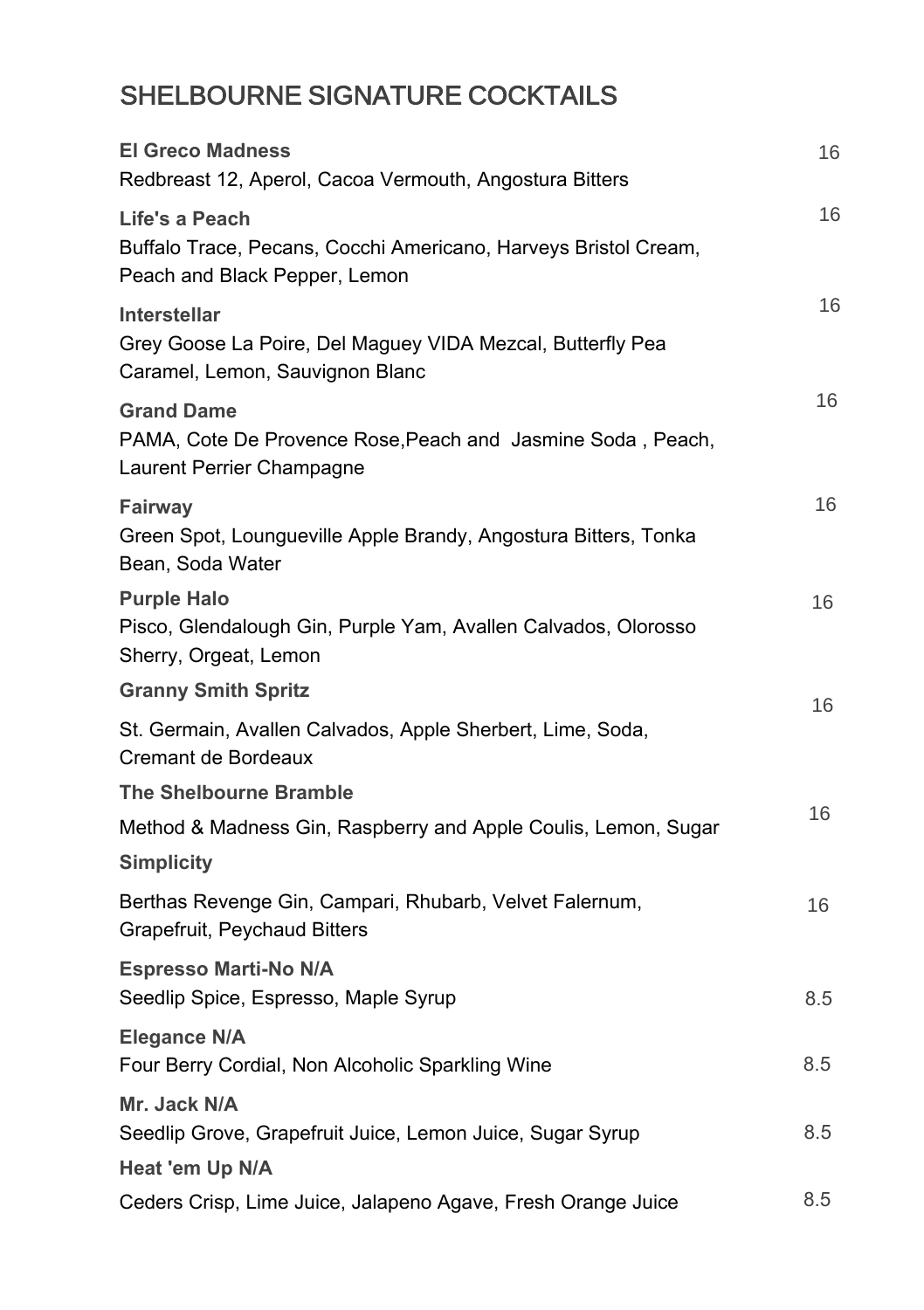# SHELBOURNE SIGNATURE COCKTAILS

**El Greco Madness** — 16
Redbreast 12, Aperol, Cacoa Vermouth, Angostura Bitters

**Life's a Peach** — 16
Buffalo Trace, Pecans, Cocchi Americano, Harveys Bristol Cream, Peach and Black Pepper, Lemon

**Interstellar** — 16
Grey Goose La Poire, Del Maguey VIDA Mezcal, Butterfly Pea Caramel, Lemon, Sauvignon Blanc

**Grand Dame** — 16
PAMA, Cote De Provence Rose,Peach and Jasmine Soda , Peach, Laurent Perrier Champagne

**Fairway** — 16
Green Spot, Loungueville Apple Brandy, Angostura Bitters, Tonka Bean, Soda Water

**Purple Halo** — 16
Pisco, Glendalough Gin, Purple Yam, Avallen Calvados, Olorosso Sherry, Orgeat, Lemon

**Granny Smith Spritz** — 16
St. Germain, Avallen Calvados, Apple Sherbert, Lime, Soda, Cremant de Bordeaux

**The Shelbourne Bramble** — 16
Method & Madness Gin, Raspberry and Apple Coulis, Lemon, Sugar

**Simplicity** — 16
Berthas Revenge Gin, Campari, Rhubarb, Velvet Falernum, Grapefruit, Peychaud Bitters

**Espresso Marti-No N/A** — 8.5
Seedlip Spice, Espresso, Maple Syrup

**Elegance N/A** — 8.5
Four Berry Cordial, Non Alcoholic Sparkling Wine

**Mr. Jack N/A** — 8.5
Seedlip Grove, Grapefruit Juice, Lemon Juice, Sugar Syrup

**Heat 'em Up N/A** — 8.5
Ceders Crisp, Lime Juice, Jalapeno Agave, Fresh Orange Juice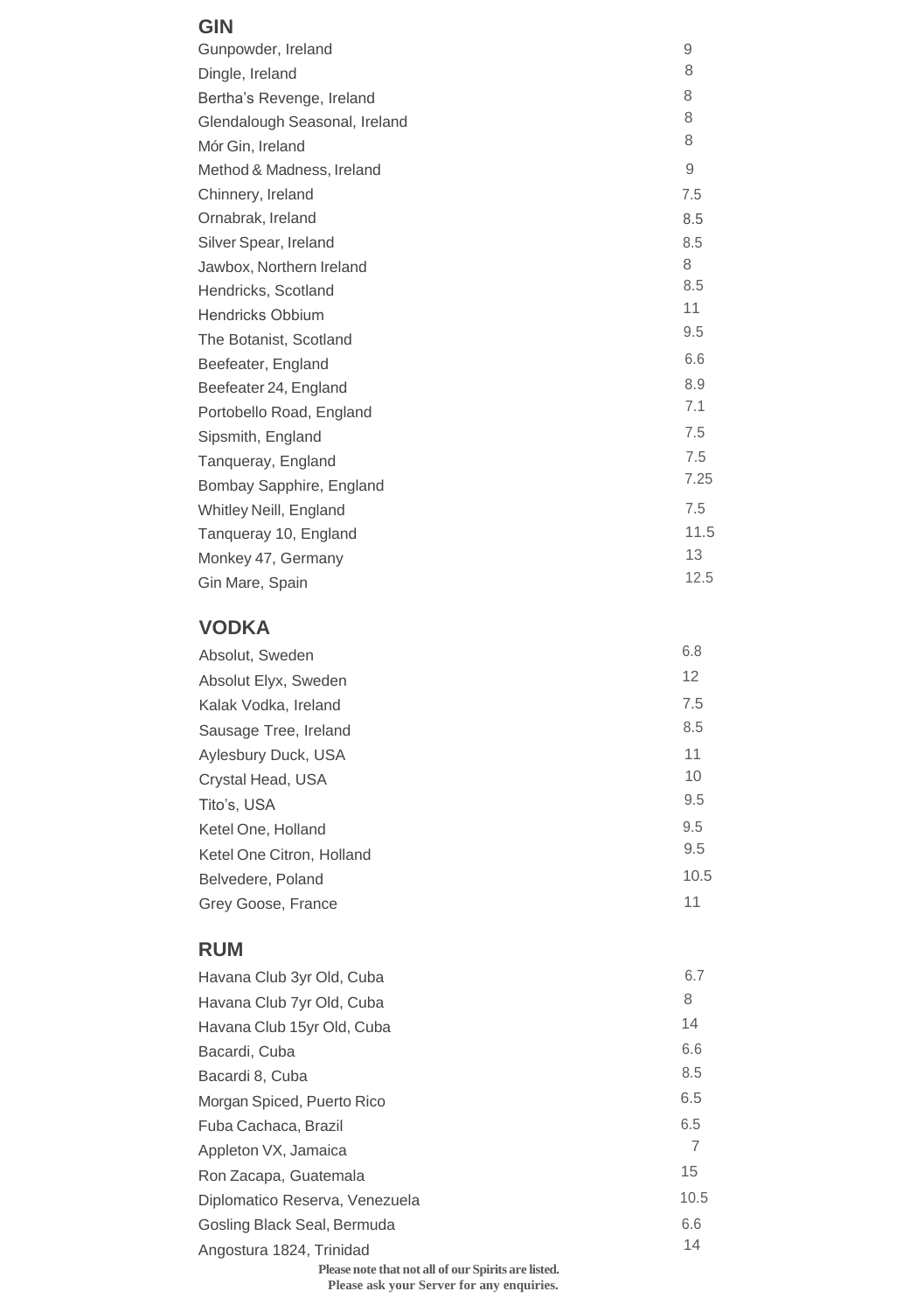## GIN

| Item | Price |
|---|---|
| Gunpowder, Ireland | 9 |
| Dingle, Ireland | 8 |
| Bertha's Revenge, Ireland | 8 |
| Glendalough Seasonal, Ireland | 8 |
| Mór Gin, Ireland | 8 |
| Method & Madness, Ireland | 9 |
| Chinnery, Ireland | 7.5 |
| Ornabrak, Ireland | 8.5 |
| Silver Spear, Ireland | 8.5 |
| Jawbox, Northern Ireland | 8 |
| Hendricks, Scotland | 8.5 |
| Hendricks Obbium | 11 |
| The Botanist, Scotland | 9.5 |
| Beefeater, England | 6.6 |
| Beefeater 24, England | 8.9 |
| Portobello Road, England | 7.1 |
| Sipsmith, England | 7.5 |
| Tanqueray, England | 7.5 |
| Bombay Sapphire, England | 7.25 |
| Whitley Neill, England | 7.5 |
| Tanqueray 10, England | 11.5 |
| Monkey 47, Germany | 13 |
| Gin Mare, Spain | 12.5 |

## VODKA

| Item | Price |
|---|---|
| Absolut, Sweden | 6.8 |
| Absolut Elyx, Sweden | 12 |
| Kalak Vodka, Ireland | 7.5 |
| Sausage Tree, Ireland | 8.5 |
| Aylesbury Duck, USA | 11 |
| Crystal Head, USA | 10 |
| Tito's, USA | 9.5 |
| Ketel One, Holland | 9.5 |
| Ketel One Citron, Holland | 9.5 |
| Belvedere, Poland | 10.5 |
| Grey Goose, France | 11 |

## RUM

| Item | Price |
|---|---|
| Havana Club 3yr Old, Cuba | 6.7 |
| Havana Club 7yr Old, Cuba | 8 |
| Havana Club 15yr Old, Cuba | 14 |
| Bacardi, Cuba | 6.6 |
| Bacardi 8, Cuba | 8.5 |
| Morgan Spiced, Puerto Rico | 6.5 |
| Fuba Cachaca, Brazil | 6.5 |
| Appleton VX, Jamaica | 7 |
| Ron Zacapa, Guatemala | 15 |
| Diplomatico Reserva, Venezuela | 10.5 |
| Gosling Black Seal, Bermuda | 6.6 |
| Angostura 1824, Trinidad | 14 |

**Please note that not all of our Spirits are listed.**
**Please ask your Server for any enquiries.**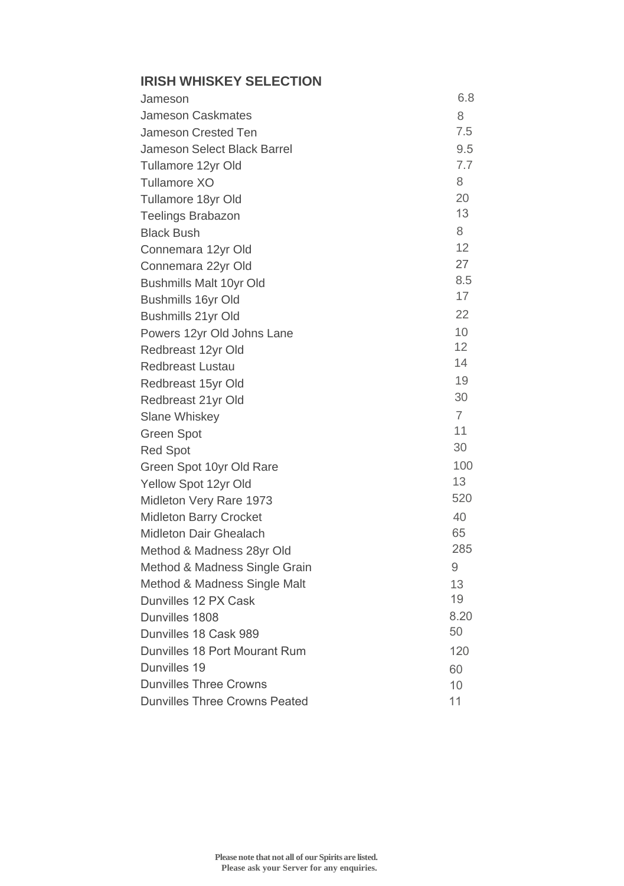## IRISH WHISKEY SELECTION

| Whiskey | Price |
|---|---|
| Jameson | 6.8 |
| Jameson Caskmates | 8 |
| Jameson Crested Ten | 7.5 |
| Jameson Select Black Barrel | 9.5 |
| Tullamore 12yr Old | 7.7 |
| Tullamore XO | 8 |
| Tullamore 18yr Old | 20 |
| Teelings Brabazon | 13 |
| Black Bush | 8 |
| Connemara 12yr Old | 12 |
| Connemara 22yr Old | 27 |
| Bushmills Malt 10yr Old | 8.5 |
| Bushmills 16yr Old | 17 |
| Bushmills 21yr Old | 22 |
| Powers 12yr Old Johns Lane | 10 |
| Redbreast 12yr Old | 12 |
| Redbreast Lustau | 14 |
| Redbreast 15yr Old | 19 |
| Redbreast 21yr Old | 30 |
| Slane Whiskey | 7 |
| Green Spot | 11 |
| Red Spot | 30 |
| Green Spot 10yr Old Rare | 100 |
| Yellow Spot 12yr Old | 13 |
| Midleton Very Rare 1973 | 520 |
| Midleton Barry Crocket | 40 |
| Midleton Dair Ghealach | 65 |
| Method & Madness 28yr Old | 285 |
| Method & Madness Single Grain | 9 |
| Method & Madness Single Malt | 13 |
| Dunvilles 12 PX Cask | 19 |
| Dunvilles 1808 | 8.20 |
| Dunvilles 18 Cask 989 | 50 |
| Dunvilles 18 Port Mourant Rum | 120 |
| Dunvilles 19 | 60 |
| Dunvilles Three Crowns | 10 |
| Dunvilles Three Crowns Peated | 11 |

**Please note that not all of our Spirits are listed.**
**Please ask your Server for any enquiries.**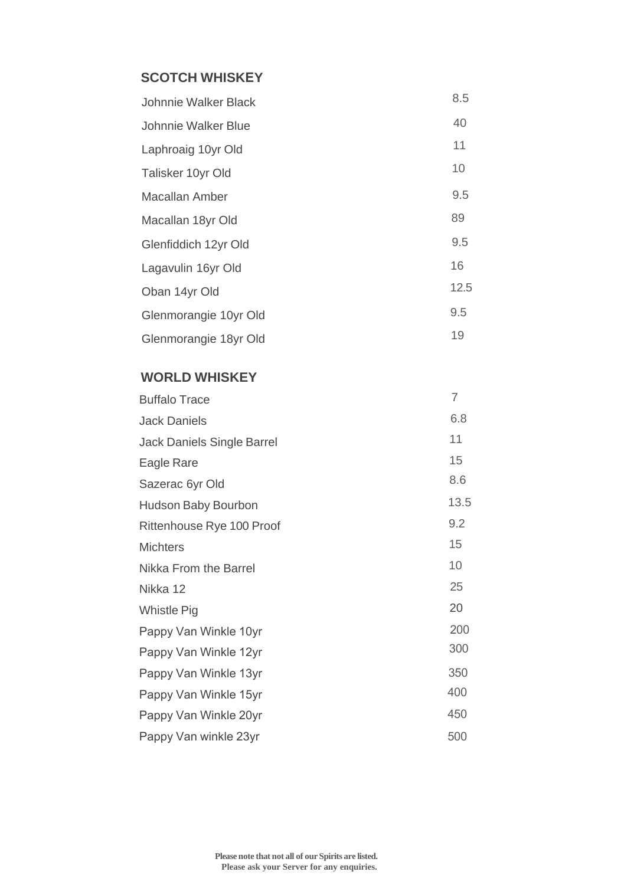## SCOTCH WHISKEY

| | |
|---|---|
| Johnnie Walker Black | 8.5 |
| Johnnie Walker Blue | 40 |
| Laphroaig 10yr Old | 11 |
| Talisker 10yr Old | 10 |
| Macallan Amber | 9.5 |
| Macallan 18yr Old | 89 |
| Glenfiddich 12yr Old | 9.5 |
| Lagavulin 16yr Old | 16 |
| Oban 14yr Old | 12.5 |
| Glenmorangie 10yr Old | 9.5 |
| Glenmorangie 18yr Old | 19 |

## WORLD WHISKEY

| | |
|---|---|
| Buffalo Trace | 7 |
| Jack Daniels | 6.8 |
| Jack Daniels Single Barrel | 11 |
| Eagle Rare | 15 |
| Sazerac 6yr Old | 8.6 |
| Hudson Baby Bourbon | 13.5 |
| Rittenhouse Rye 100 Proof | 9.2 |
| Michters | 15 |
| Nikka From the Barrel | 10 |
| Nikka 12 | 25 |
| Whistle Pig | 20 |
| Pappy Van Winkle 10yr | 200 |
| Pappy Van Winkle 12yr | 300 |
| Pappy Van Winkle 13yr | 350 |
| Pappy Van Winkle 15yr | 400 |
| Pappy Van Winkle 20yr | 450 |
| Pappy Van winkle 23yr | 500 |

**Please note that not all of our Spirits are listed.**
**Please ask your Server for any enquiries.**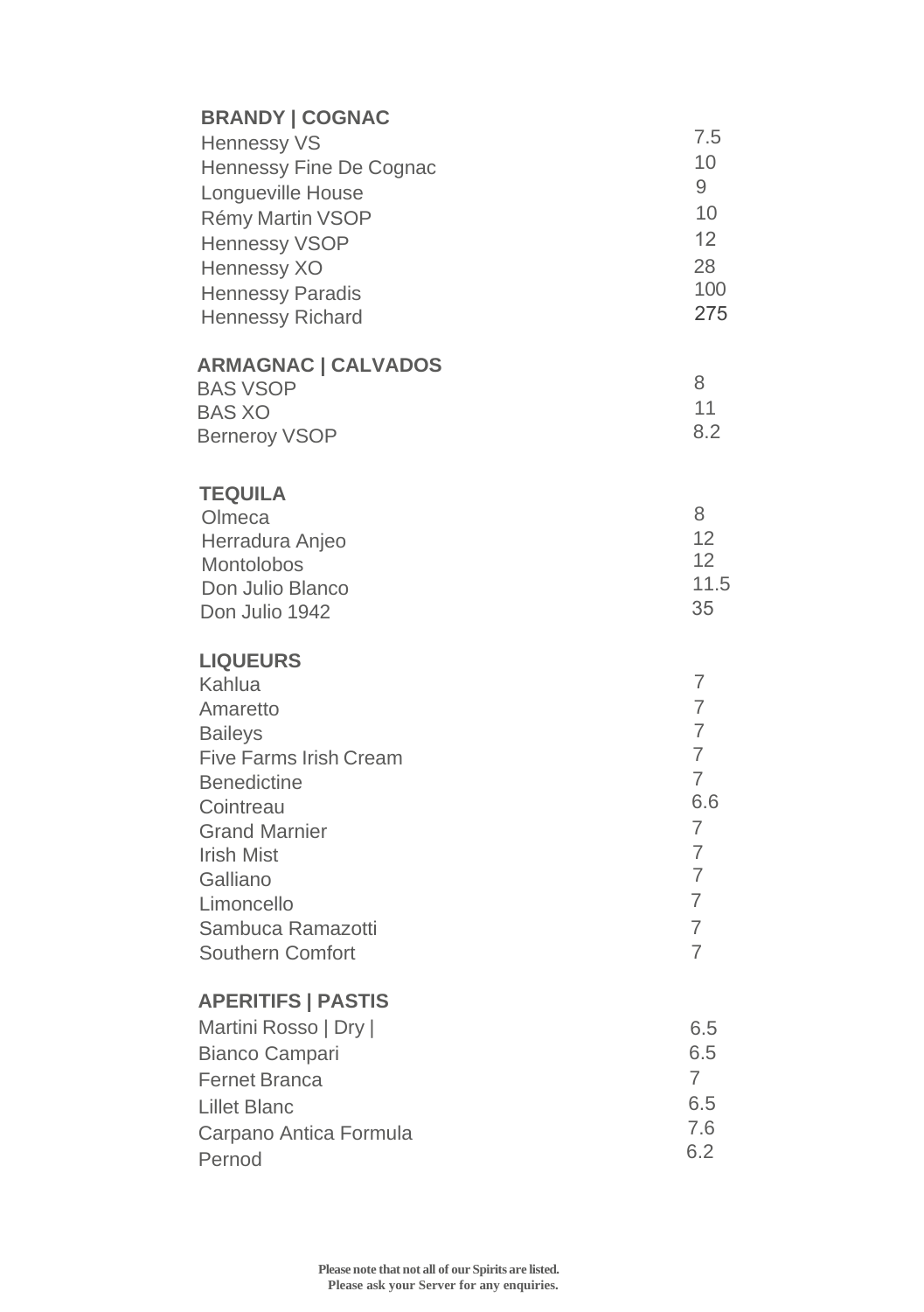## BRANDY | COGNAC

| | |
|---|---|
| Hennessy VS | 7.5 |
| Hennessy Fine De Cognac | 10 |
| Longueville House | 9 |
| Rémy Martin VSOP | 10 |
| Hennessy VSOP | 12 |
| Hennessy XO | 28 |
| Hennessy Paradis | 100 |
| Hennessy Richard | 275 |

## ARMAGNAC | CALVADOS

| | |
|---|---|
| BAS VSOP | 8 |
| BAS XO | 11 |
| Berneroy VSOP | 8.2 |

## TEQUILA

| | |
|---|---|
| Olmeca | 8 |
| Herradura Anjeo | 12 |
| Montolobos | 12 |
| Don Julio Blanco | 11.5 |
| Don Julio 1942 | 35 |

## LIQUEURS

| | |
|---|---|
| Kahlua | 7 |
| Amaretto | 7 |
| Baileys | 7 |
| Five Farms Irish Cream | 7 |
| Benedictine | 7 |
| Cointreau | 6.6 |
| Grand Marnier | 7 |
| Irish Mist | 7 |
| Galliano | 7 |
| Limoncello | 7 |
| Sambuca Ramazotti | 7 |
| Southern Comfort | 7 |

## APERITIFS | PASTIS

| | |
|---|---|
| Martini Rosso \| Dry \| | 6.5 |
| Bianco Campari | 6.5 |
| Fernet Branca | 7 |
| Lillet Blanc | 6.5 |
| Carpano Antica Formula | 7.6 |
| Pernod | 6.2 |

**Please note that not all of our Spirits are listed.**
**Please ask your Server for any enquiries.**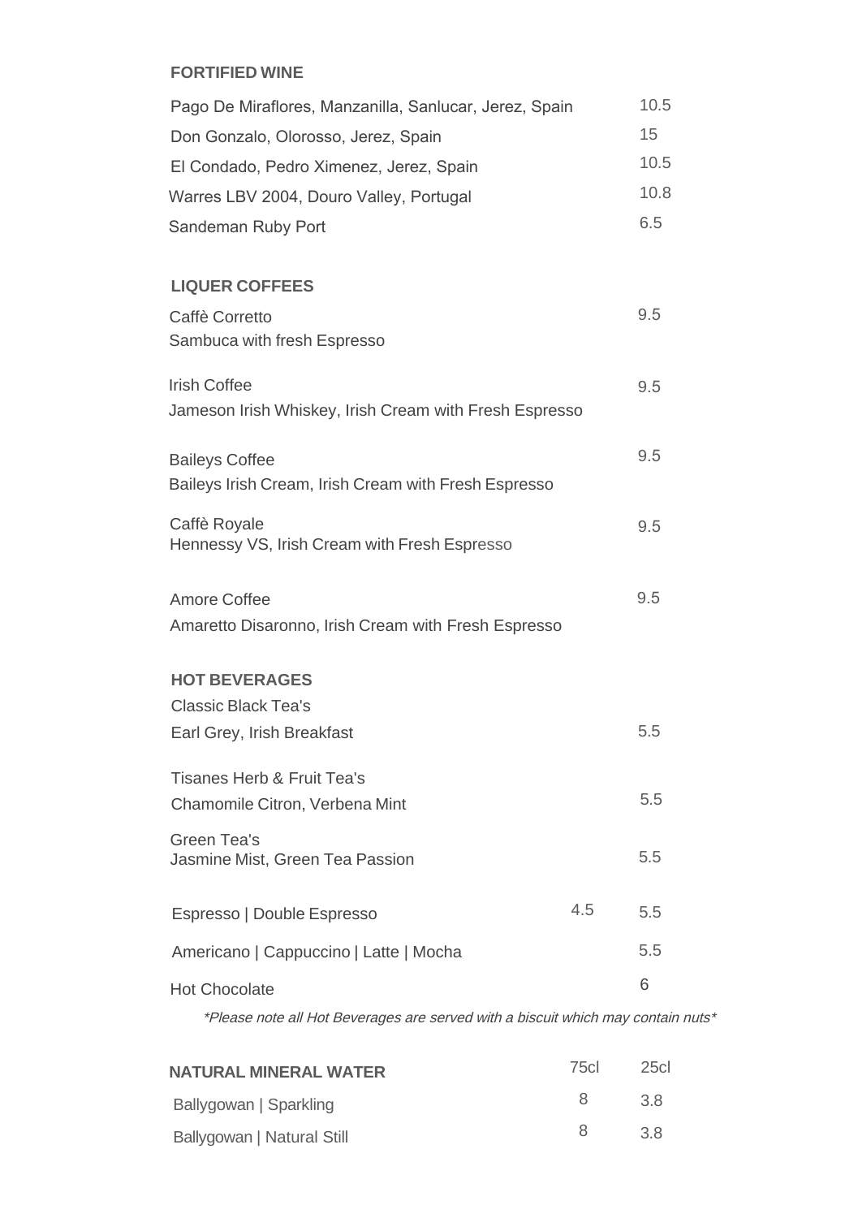## FORTIFIED WINE

| | |
|---|---|
| Pago De Miraflores, Manzanilla, Sanlucar, Jerez, Spain | 10.5 |
| Don Gonzalo, Olorosso, Jerez, Spain | 15 |
| El Condado, Pedro Ximenez, Jerez, Spain | 10.5 |
| Warres LBV 2004, Douro Valley, Portugal | 10.8 |
| Sandeman Ruby Port | 6.5 |

## LIQUER COFFEES

| | |
|---|---|
| Caffè Corretto<br>Sambuca with fresh Espresso | 9.5 |
| Irish Coffee<br>Jameson Irish Whiskey, Irish Cream with Fresh Espresso | 9.5 |
| Baileys Coffee<br>Baileys Irish Cream, Irish Cream with Fresh Espresso | 9.5 |
| Caffè Royale<br>Hennessy VS, Irish Cream with Fresh Espresso | 9.5 |
| Amore Coffee<br>Amaretto Disaronno, Irish Cream with Fresh Espresso | 9.5 |

## HOT BEVERAGES

| | | |
|---|---|---|
| Classic Black Tea's<br>Earl Grey, Irish Breakfast | | 5.5 |
| Tisanes Herb & Fruit Tea's<br>Chamomile Citron, Verbena Mint | | 5.5 |
| Green Tea's<br>Jasmine Mist, Green Tea Passion | | 5.5 |
| Espresso \| Double Espresso | 4.5 | 5.5 |
| Americano \| Cappuccino \| Latte \| Mocha | | 5.5 |
| Hot Chocolate | | 6 |

*\*Please note all Hot Beverages are served with a biscuit which may contain nuts\**

## NATURAL MINERAL WATER

| | 75cl | 25cl |
|---|---|---|
| Ballygowan \| Sparkling | 8 | 3.8 |
| Ballygowan \| Natural Still | 8 | 3.8 |